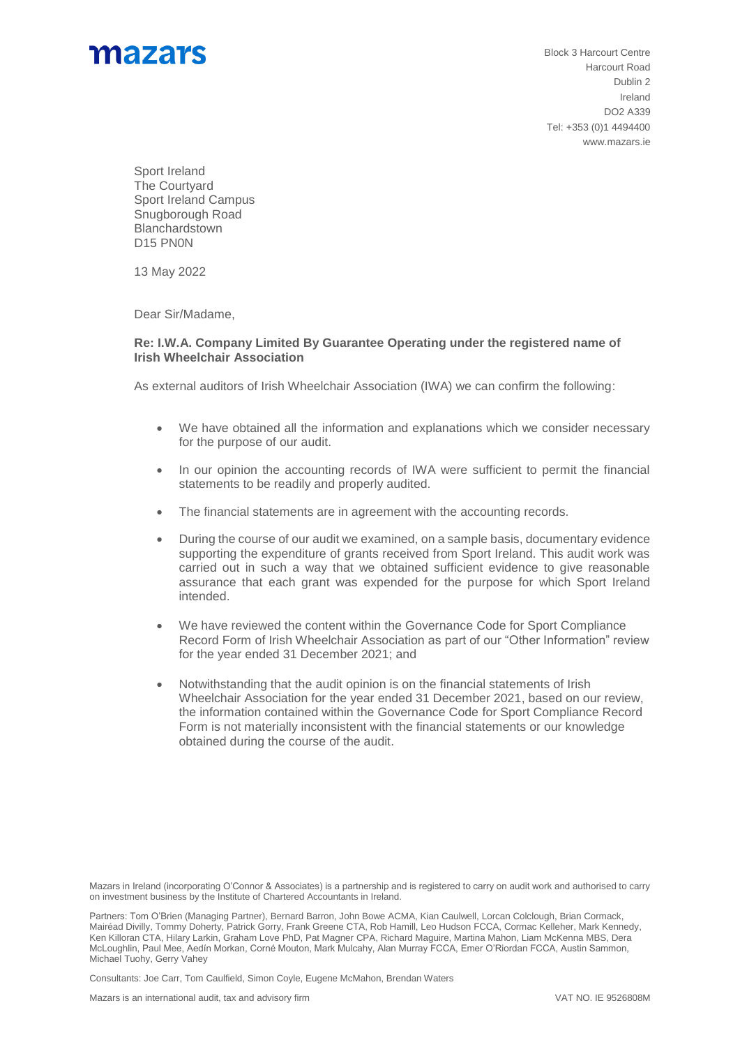**mazars**

Block 3 Harcourt Centre
Harcourt Road
Dublin 2
Ireland
DO2 A339
Tel: +353 (0)1 4494400
www.mazars.ie

Sport Ireland
The Courtyard
Sport Ireland Campus
Snugborough Road
Blanchardstown
D15 PN0N

13 May 2022

Dear Sir/Madame,

**Re: I.W.A. Company Limited By Guarantee Operating under the registered name of Irish Wheelchair Association**

As external auditors of Irish Wheelchair Association (IWA) we can confirm the following:

- We have obtained all the information and explanations which we consider necessary for the purpose of our audit.
- In our opinion the accounting records of IWA were sufficient to permit the financial statements to be readily and properly audited.
- The financial statements are in agreement with the accounting records.
- During the course of our audit we examined, on a sample basis, documentary evidence supporting the expenditure of grants received from Sport Ireland. This audit work was carried out in such a way that we obtained sufficient evidence to give reasonable assurance that each grant was expended for the purpose for which Sport Ireland intended.
- We have reviewed the content within the Governance Code for Sport Compliance Record Form of Irish Wheelchair Association as part of our "Other Information" review for the year ended 31 December 2021; and
- Notwithstanding that the audit opinion is on the financial statements of Irish Wheelchair Association for the year ended 31 December 2021, based on our review, the information contained within the Governance Code for Sport Compliance Record Form is not materially inconsistent with the financial statements or our knowledge obtained during the course of the audit.

Mazars in Ireland (incorporating O'Connor & Associates) is a partnership and is registered to carry on audit work and authorised to carry on investment business by the Institute of Chartered Accountants in Ireland.

Partners: Tom O'Brien (Managing Partner), Bernard Barron, John Bowe ACMA, Kian Caulwell, Lorcan Colclough, Brian Cormack, Mairéad Divilly, Tommy Doherty, Patrick Gorry, Frank Greene CTA, Rob Hamill, Leo Hudson FCCA, Cormac Kelleher, Mark Kennedy, Ken Killoran CTA, Hilary Larkin, Graham Love PhD, Pat Magner CPA, Richard Maguire, Martina Mahon, Liam McKenna MBS, Dera McLoughlin, Paul Mee, Aedín Morkan, Corné Mouton, Mark Mulcahy, Alan Murray FCCA, Emer O'Riordan FCCA, Austin Sammon, Michael Tuohy, Gerry Vahey

Consultants: Joe Carr, Tom Caulfield, Simon Coyle, Eugene McMahon, Brendan Waters

Mazars is an international audit, tax and advisory firm

VAT NO. IE 9526808M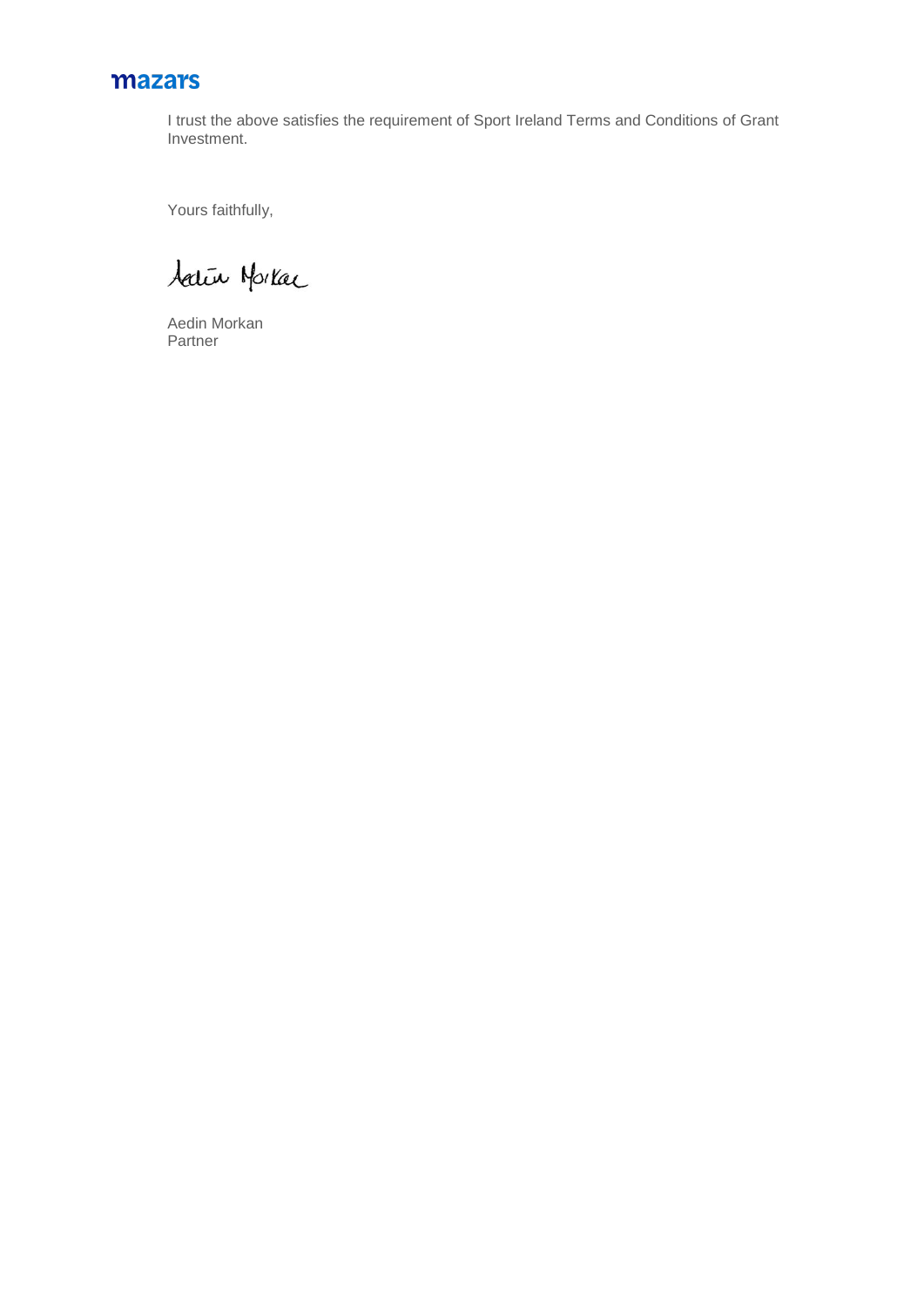I trust the above satisfies the requirement of Sport Ireland Terms and Conditions of Grant Investment.

Yours faithfully,

Aedin Morkan
Partner